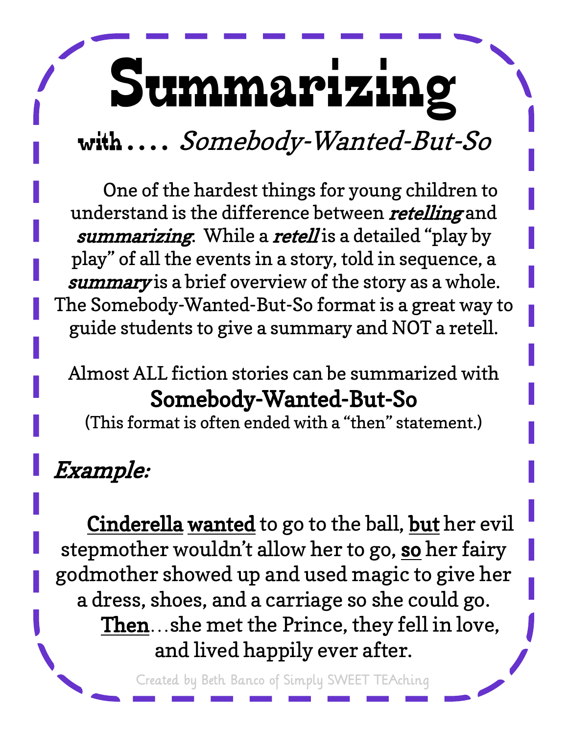# Summarizing

## with . . . . *Somebody-Wanted-But-So*

One of the hardest things for young children to understand is the difference between ***retelling*** and ***summarizing***. While a ***retell*** is a detailed "play by play" of all the events in a story, told in sequence, a ***summary*** is a brief overview of the story as a whole. The Somebody-Wanted-But-So format is a great way to guide students to give a summary and NOT a retell.

Almost ALL fiction stories can be summarized with

**Somebody-Wanted-But-So**

(This format is often ended with a "then" statement.)

***Example:***

<u>Cinderella</u> <u>wanted</u> to go to the ball, <u>but</u> her evil stepmother wouldn't allow her to go, <u>so</u> her fairy godmother showed up and used magic to give her a dress, shoes, and a carriage so she could go. <u>Then</u>…she met the Prince, they fell in love, and lived happily ever after.

Created by Beth Banco of Simply SWEET TEAching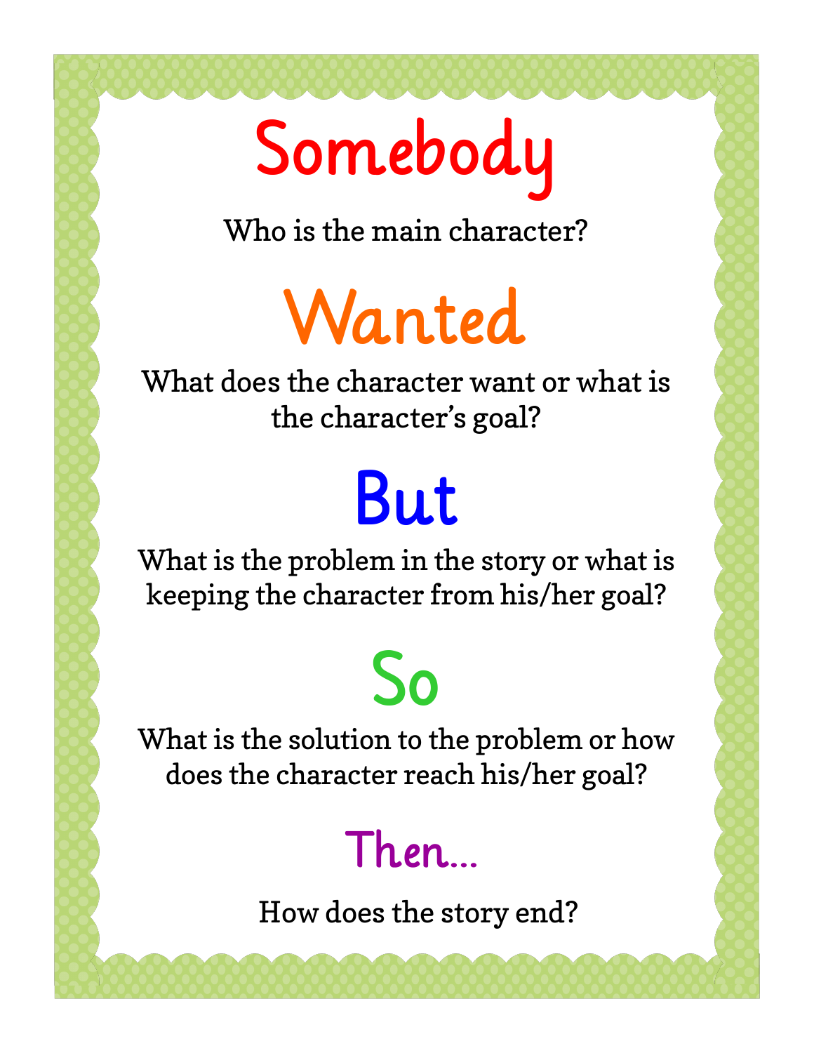# Somebody

Who is the main character?

# Wanted

What does the character want or what is the character's goal?

# But

What is the problem in the story or what is keeping the character from his/her goal?

# So

What is the solution to the problem or how does the character reach his/her goal?

## Then…

How does the story end?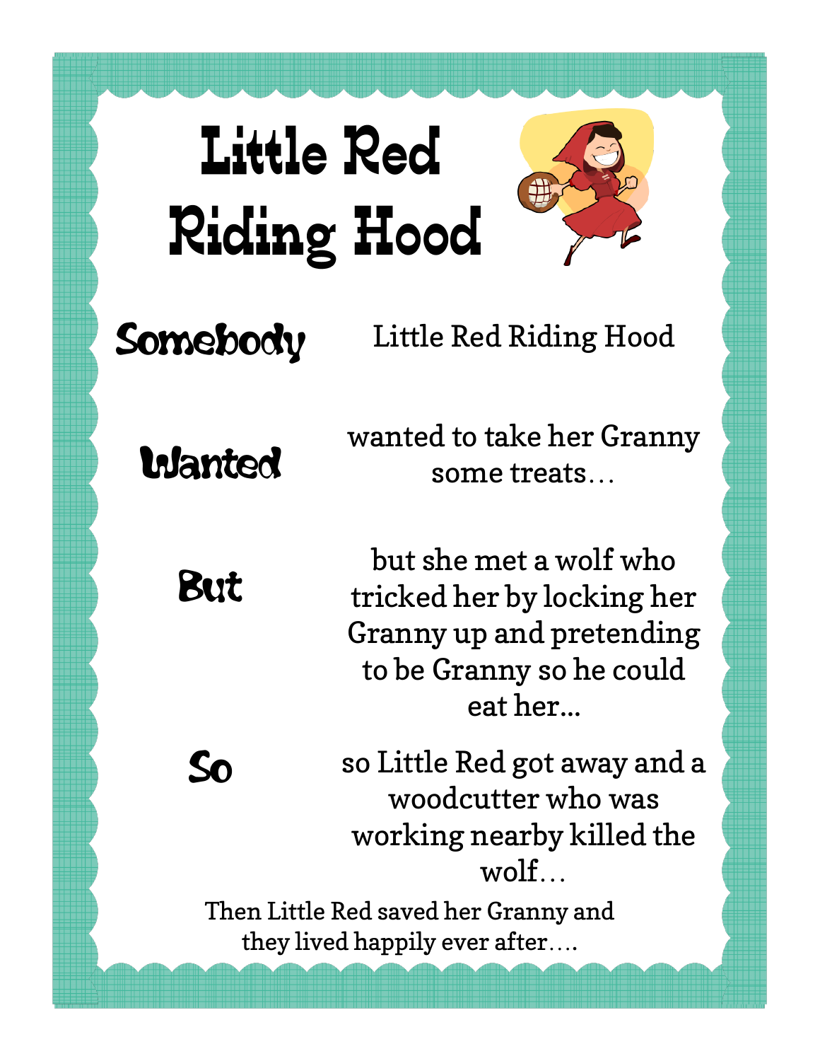# Little Red Riding Hood

| | |
|---|---|
| **Somebody** | Little Red Riding Hood |
| **Wanted** | wanted to take her Granny some treats… |
| **But** | but she met a wolf who tricked her by locking her Granny up and pretending to be Granny so he could eat her… |
| **So** | so Little Red got away and a woodcutter who was working nearby killed the wolf… |

Then Little Red saved her Granny and they lived happily ever after….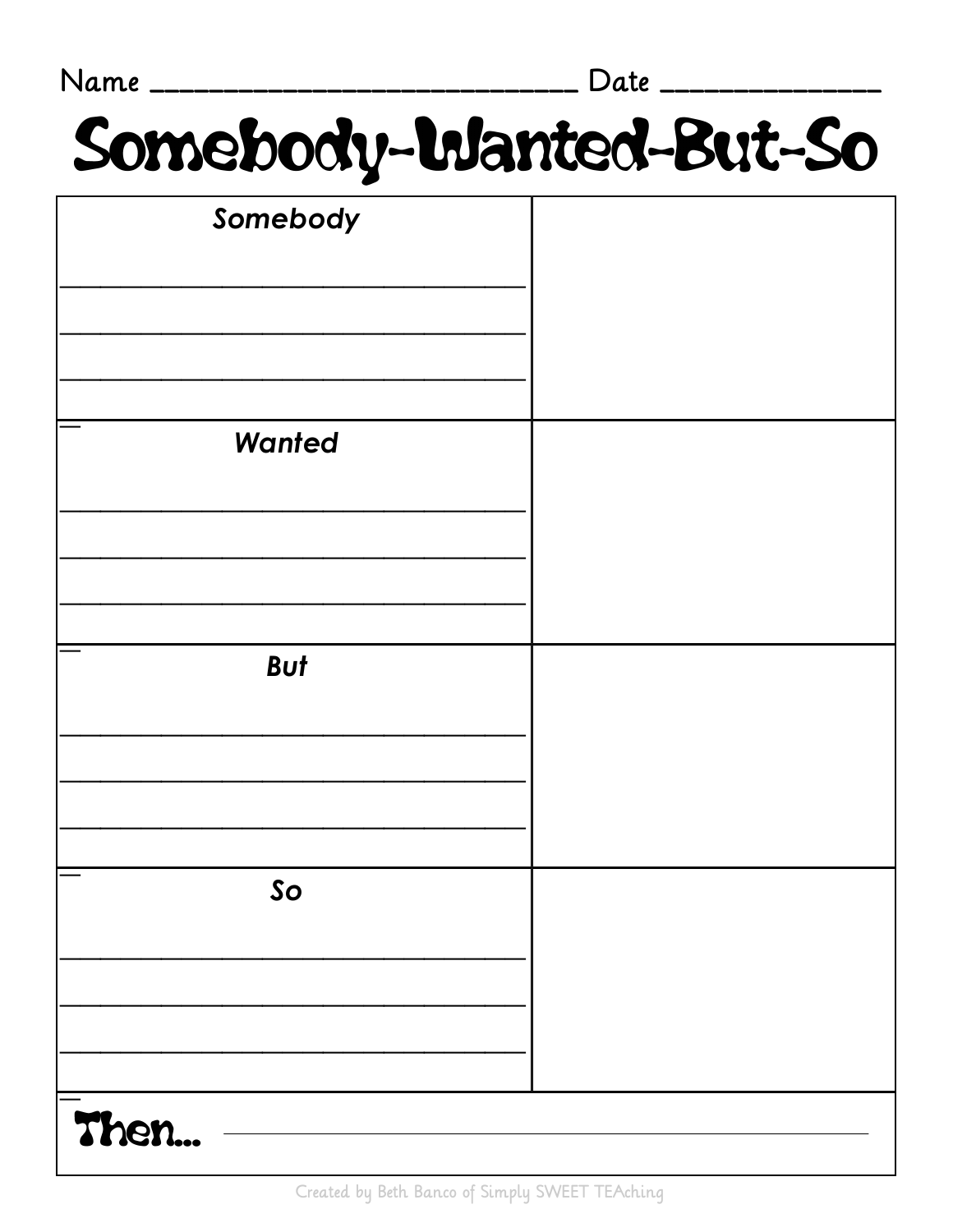Name ______________________________ Date ______________

# Somebody-Wanted-But-So

| Somebody | |
|---|---|
| ___________________________________ <br> ___________________________________ <br> ___________________________________ | |
| **Wanted** | |
| ___________________________________ <br> ___________________________________ <br> ___________________________________ | |
| **But** | |
| ___________________________________ <br> ___________________________________ <br> ___________________________________ | |
| **So** | |
| ___________________________________ <br> ___________________________________ <br> ___________________________________ | |

**Then...** ________________________________________________

Created by Beth Banco of Simply SWEET TEAching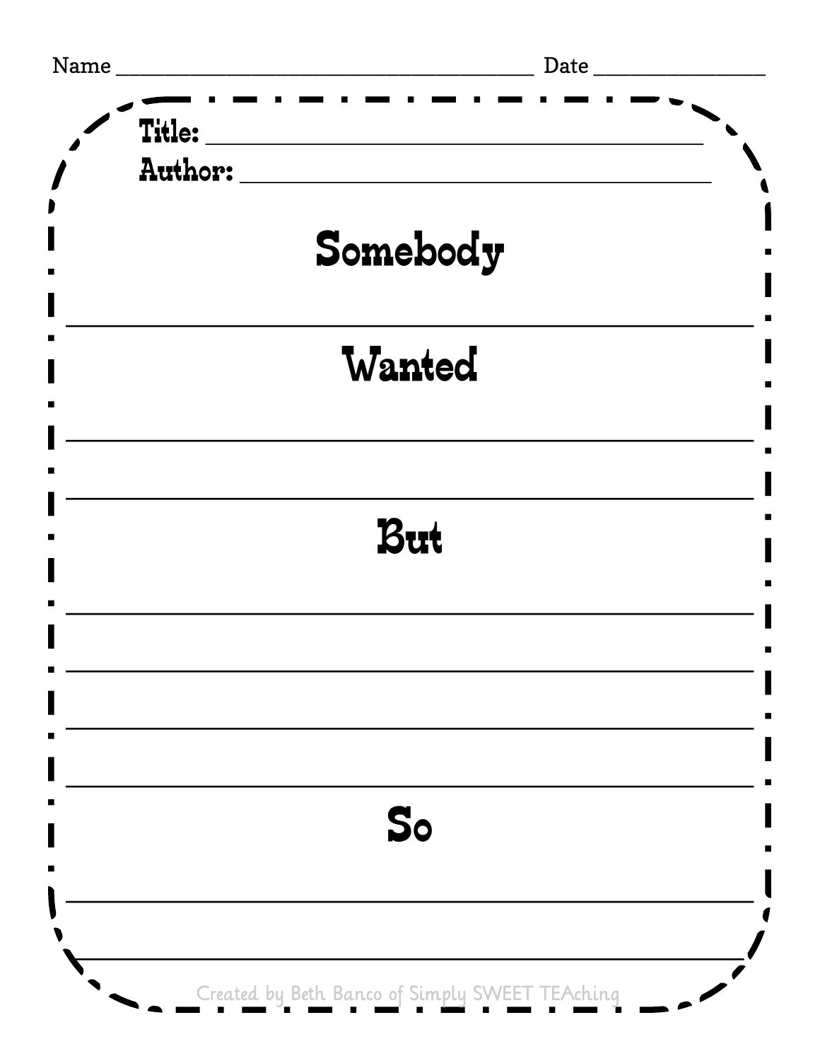Name ______________________________ Date ____________

**Title:** ________________________________________

**Author:** ______________________________________

## Somebody

___________________________________________________

## Wanted

___________________________________________________

___________________________________________________

## But

___________________________________________________

___________________________________________________

___________________________________________________

___________________________________________________

## So

___________________________________________________

___________________________________________________

Created by Beth Banco of Simply SWEET TEAching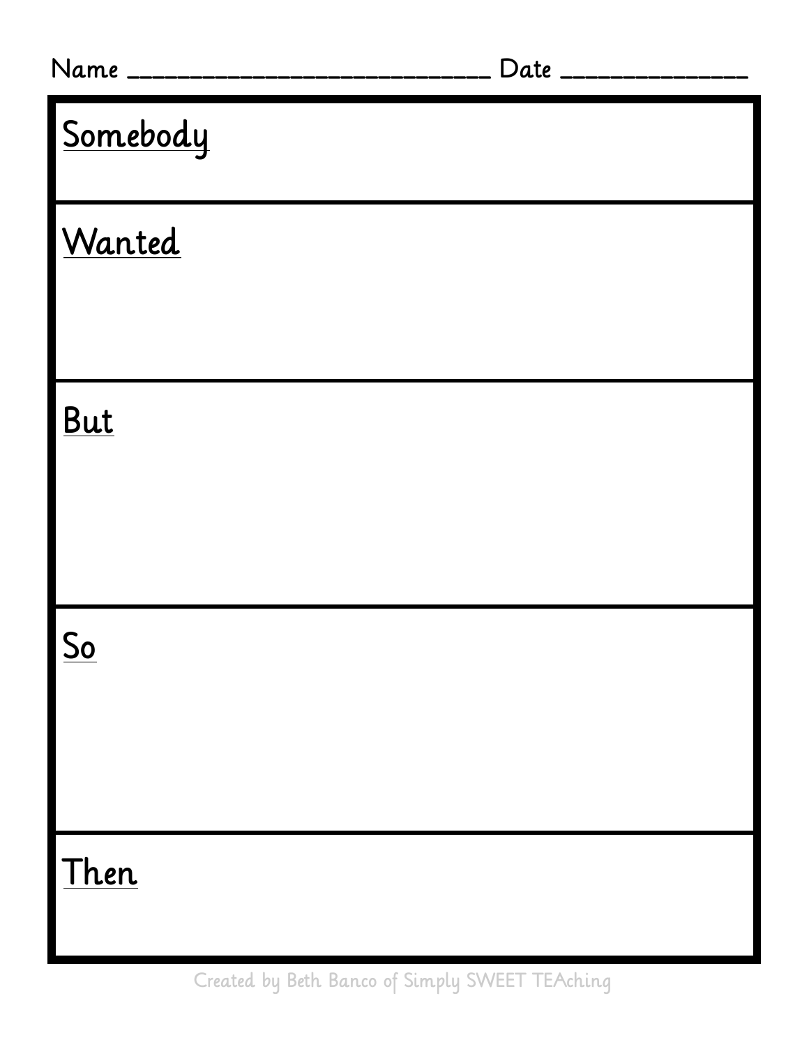Name ______________________________ Date _______________

| |
|---|
| **Somebody** |
| **Wanted** |
| **But** |
| **So** |
| **Then** |

Created by Beth Banco of Simply SWEET TEAching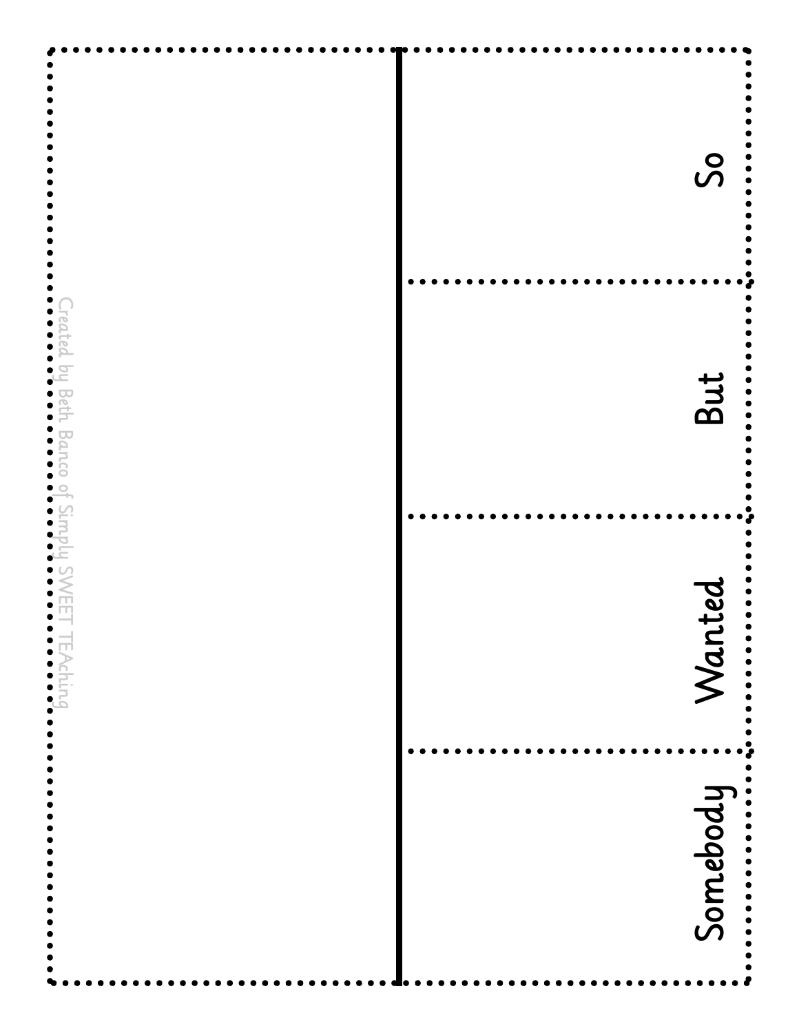Somebody

Wanted

But

So

Created by Beth Banco of Simply SWEET TEAching